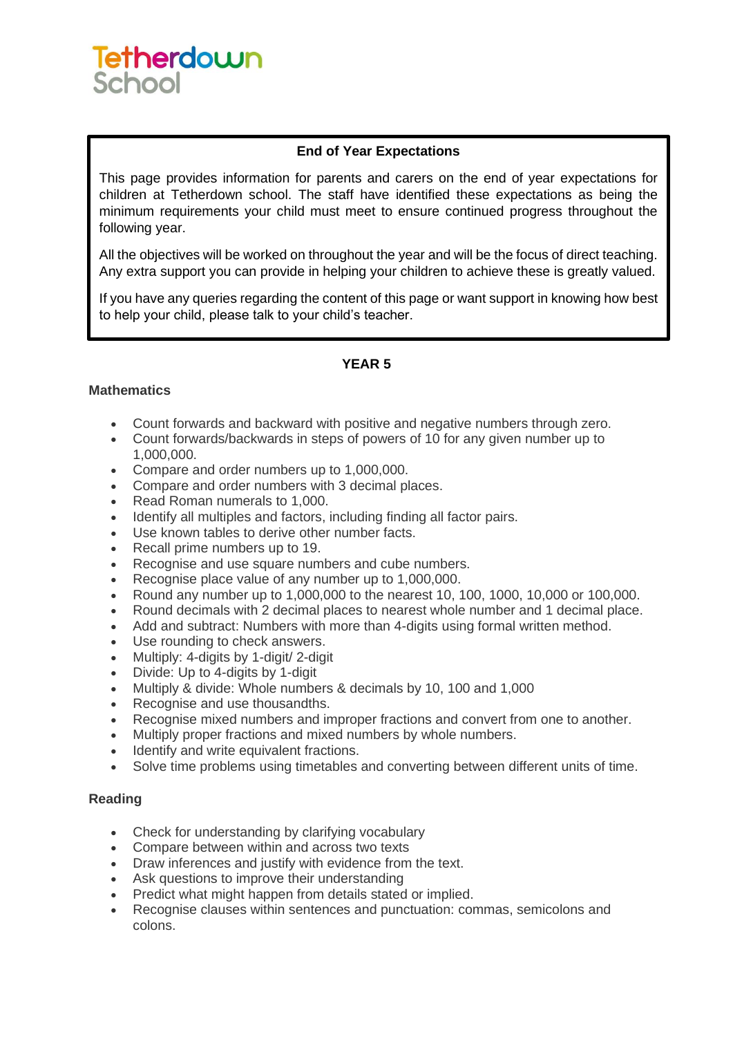Tetherdown School

## End of Year Expectations

This page provides information for parents and carers on the end of year expectations for children at Tetherdown school. The staff have identified these expectations as being the minimum requirements your child must meet to ensure continued progress throughout the following year.

All the objectives will be worked on throughout the year and will be the focus of direct teaching. Any extra support you can provide in helping your children to achieve these is greatly valued.

If you have any queries regarding the content of this page or want support in knowing how best to help your child, please talk to your child's teacher.

# YEAR 5

### Mathematics

- Count forwards and backward with positive and negative numbers through zero.
- Count forwards/backwards in steps of powers of 10 for any given number up to 1,000,000.
- Compare and order numbers up to 1,000,000.
- Compare and order numbers with 3 decimal places.
- Read Roman numerals to 1,000.
- Identify all multiples and factors, including finding all factor pairs.
- Use known tables to derive other number facts.
- Recall prime numbers up to 19.
- Recognise and use square numbers and cube numbers.
- Recognise place value of any number up to 1,000,000.
- Round any number up to 1,000,000 to the nearest 10, 100, 1000, 10,000 or 100,000.
- Round decimals with 2 decimal places to nearest whole number and 1 decimal place.
- Add and subtract: Numbers with more than 4-digits using formal written method.
- Use rounding to check answers.
- Multiply: 4-digits by 1-digit/ 2-digit
- Divide: Up to 4-digits by 1-digit
- Multiply & divide: Whole numbers & decimals by 10, 100 and 1,000
- Recognise and use thousandths.
- Recognise mixed numbers and improper fractions and convert from one to another.
- Multiply proper fractions and mixed numbers by whole numbers.
- Identify and write equivalent fractions.
- Solve time problems using timetables and converting between different units of time.

### Reading

- Check for understanding by clarifying vocabulary
- Compare between within and across two texts
- Draw inferences and justify with evidence from the text.
- Ask questions to improve their understanding
- Predict what might happen from details stated or implied.
- Recognise clauses within sentences and punctuation: commas, semicolons and colons.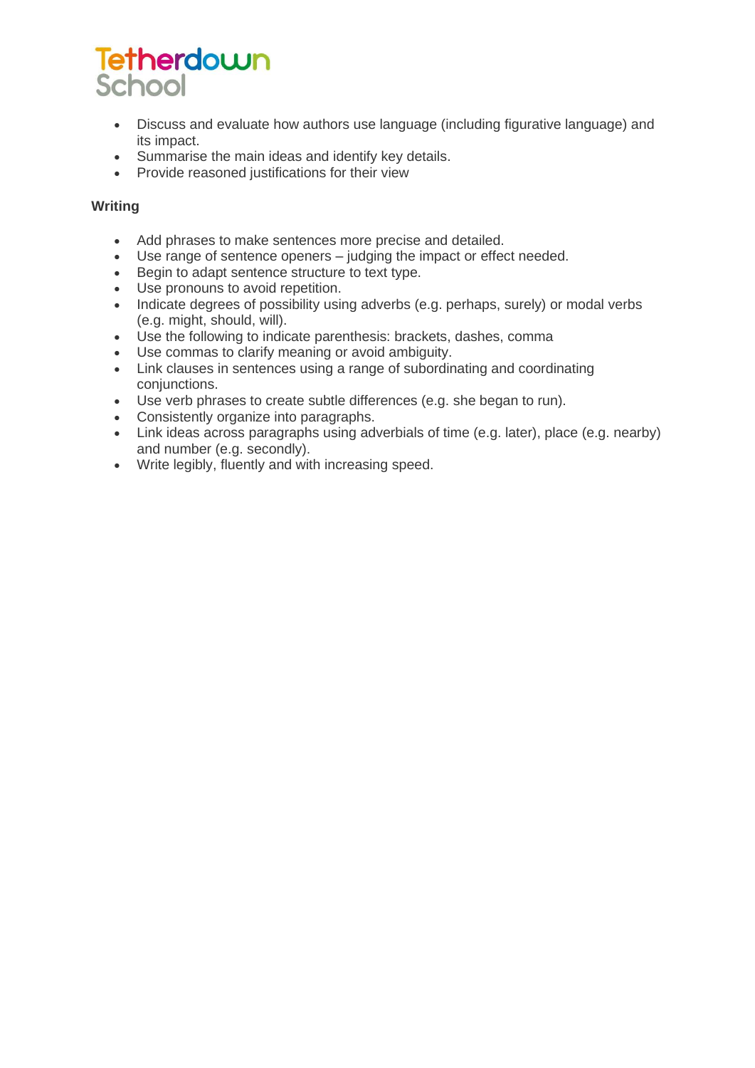- Discuss and evaluate how authors use language (including figurative language) and its impact.
- Summarise the main ideas and identify key details.
- Provide reasoned justifications for their view

**Writing**

- Add phrases to make sentences more precise and detailed.
- Use range of sentence openers – judging the impact or effect needed.
- Begin to adapt sentence structure to text type.
- Use pronouns to avoid repetition.
- Indicate degrees of possibility using adverbs (e.g. perhaps, surely) or modal verbs (e.g. might, should, will).
- Use the following to indicate parenthesis: brackets, dashes, comma
- Use commas to clarify meaning or avoid ambiguity.
- Link clauses in sentences using a range of subordinating and coordinating conjunctions.
- Use verb phrases to create subtle differences (e.g. she began to run).
- Consistently organize into paragraphs.
- Link ideas across paragraphs using adverbials of time (e.g. later), place (e.g. nearby) and number (e.g. secondly).
- Write legibly, fluently and with increasing speed.